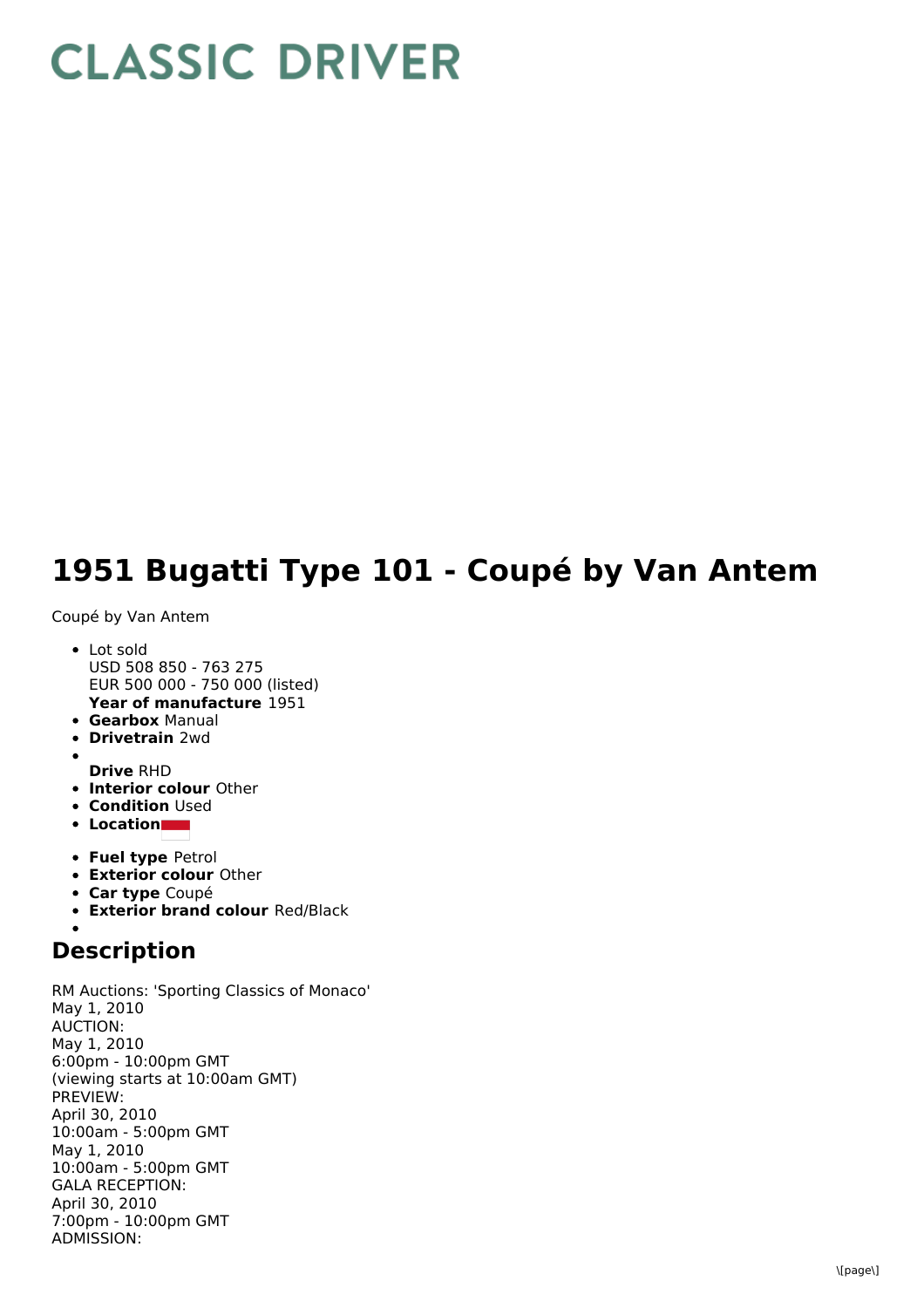# 1951 Bugatti Type 101 - Coupé by Van Antem

Coupé by Van Antem

- Lot sold
  USD 508 850 - 763 275
  EUR 500 000 - 750 000 (listed)
  **Year of manufacture** 1951
- **Gearbox** Manual
- **Drivetrain** 2wd
- 
  **Drive** RHD
- **Interior colour** Other
- **Condition** Used
- **Location**
- **Fuel type** Petrol
- **Exterior colour** Other
- **Car type** Coupé
- **Exterior brand colour** Red/Black
- 

## Description

RM Auctions: 'Sporting Classics of Monaco'
May 1, 2010
AUCTION:
May 1, 2010
6:00pm - 10:00pm GMT
(viewing starts at 10:00am GMT)
PREVIEW:
April 30, 2010
10:00am - 5:00pm GMT
May 1, 2010
10:00am - 5:00pm GMT
GALA RECEPTION:
April 30, 2010
7:00pm - 10:00pm GMT
ADMISSION: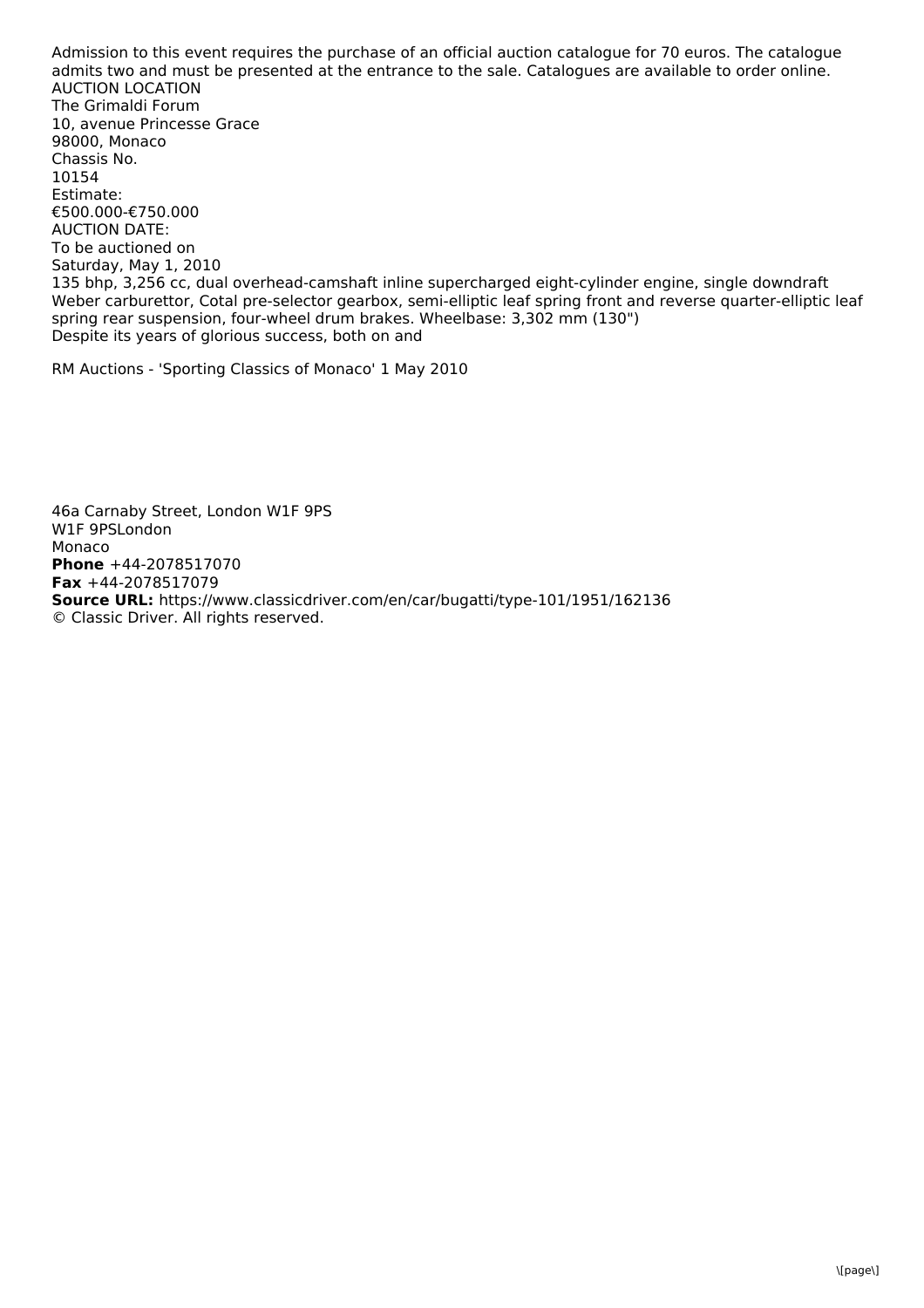Admission to this event requires the purchase of an official auction catalogue for 70 euros. The catalogue admits two and must be presented at the entrance to the sale. Catalogues are available to order online.
AUCTION LOCATION
The Grimaldi Forum
10, avenue Princesse Grace
98000, Monaco
Chassis No.
10154
Estimate:
€500.000-€750.000
AUCTION DATE:
To be auctioned on
Saturday, May 1, 2010
135 bhp, 3,256 cc, dual overhead-camshaft inline supercharged eight-cylinder engine, single downdraft Weber carburettor, Cotal pre-selector gearbox, semi-elliptic leaf spring front and reverse quarter-elliptic leaf spring rear suspension, four-wheel drum brakes. Wheelbase: 3,302 mm (130")
Despite its years of glorious success, both on and

RM Auctions - 'Sporting Classics of Monaco' 1 May 2010

46a Carnaby Street, London W1F 9PS
W1F 9PSLondon
Monaco
**Phone** +44-2078517070
**Fax** +44-2078517079
**Source URL:** https://www.classicdriver.com/en/car/bugatti/type-101/1951/162136
© Classic Driver. All rights reserved.